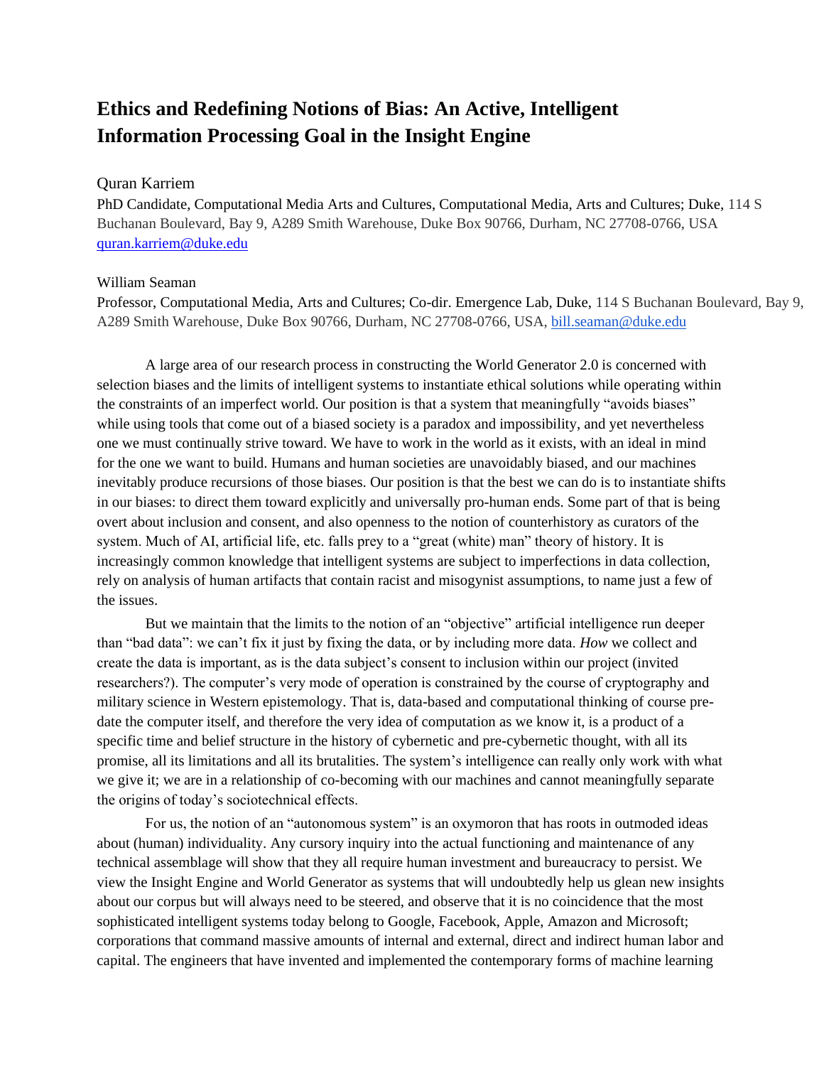# Ethics and Redefining Notions of Bias: An Active, Intelligent Information Processing Goal in the Insight Engine

Quran Karriem

PhD Candidate, Computational Media Arts and Cultures, Computational Media, Arts and Cultures; Duke, 114 S Buchanan Boulevard, Bay 9, A289 Smith Warehouse, Duke Box 90766, Durham, NC 27708-0766, USA quran.karriem@duke.edu

William Seaman

Professor, Computational Media, Arts and Cultures; Co-dir. Emergence Lab, Duke, 114 S Buchanan Boulevard, Bay 9, A289 Smith Warehouse, Duke Box 90766, Durham, NC 27708-0766, USA, bill.seaman@duke.edu

A large area of our research process in constructing the World Generator 2.0 is concerned with selection biases and the limits of intelligent systems to instantiate ethical solutions while operating within the constraints of an imperfect world. Our position is that a system that meaningfully "avoids biases" while using tools that come out of a biased society is a paradox and impossibility, and yet nevertheless one we must continually strive toward. We have to work in the world as it exists, with an ideal in mind for the one we want to build. Humans and human societies are unavoidably biased, and our machines inevitably produce recursions of those biases. Our position is that the best we can do is to instantiate shifts in our biases: to direct them toward explicitly and universally pro-human ends. Some part of that is being overt about inclusion and consent, and also openness to the notion of counterhistory as curators of the system. Much of AI, artificial life, etc. falls prey to a "great (white) man" theory of history. It is increasingly common knowledge that intelligent systems are subject to imperfections in data collection, rely on analysis of human artifacts that contain racist and misogynist assumptions, to name just a few of the issues.

But we maintain that the limits to the notion of an "objective" artificial intelligence run deeper than "bad data": we can't fix it just by fixing the data, or by including more data. *How* we collect and create the data is important, as is the data subject's consent to inclusion within our project (invited researchers?). The computer's very mode of operation is constrained by the course of cryptography and military science in Western epistemology. That is, data-based and computational thinking of course pre-date the computer itself, and therefore the very idea of computation as we know it, is a product of a specific time and belief structure in the history of cybernetic and pre-cybernetic thought, with all its promise, all its limitations and all its brutalities. The system's intelligence can really only work with what we give it; we are in a relationship of co-becoming with our machines and cannot meaningfully separate the origins of today's sociotechnical effects.

For us, the notion of an "autonomous system" is an oxymoron that has roots in outmoded ideas about (human) individuality. Any cursory inquiry into the actual functioning and maintenance of any technical assemblage will show that they all require human investment and bureaucracy to persist. We view the Insight Engine and World Generator as systems that will undoubtedly help us glean new insights about our corpus but will always need to be steered, and observe that it is no coincidence that the most sophisticated intelligent systems today belong to Google, Facebook, Apple, Amazon and Microsoft; corporations that command massive amounts of internal and external, direct and indirect human labor and capital. The engineers that have invented and implemented the contemporary forms of machine learning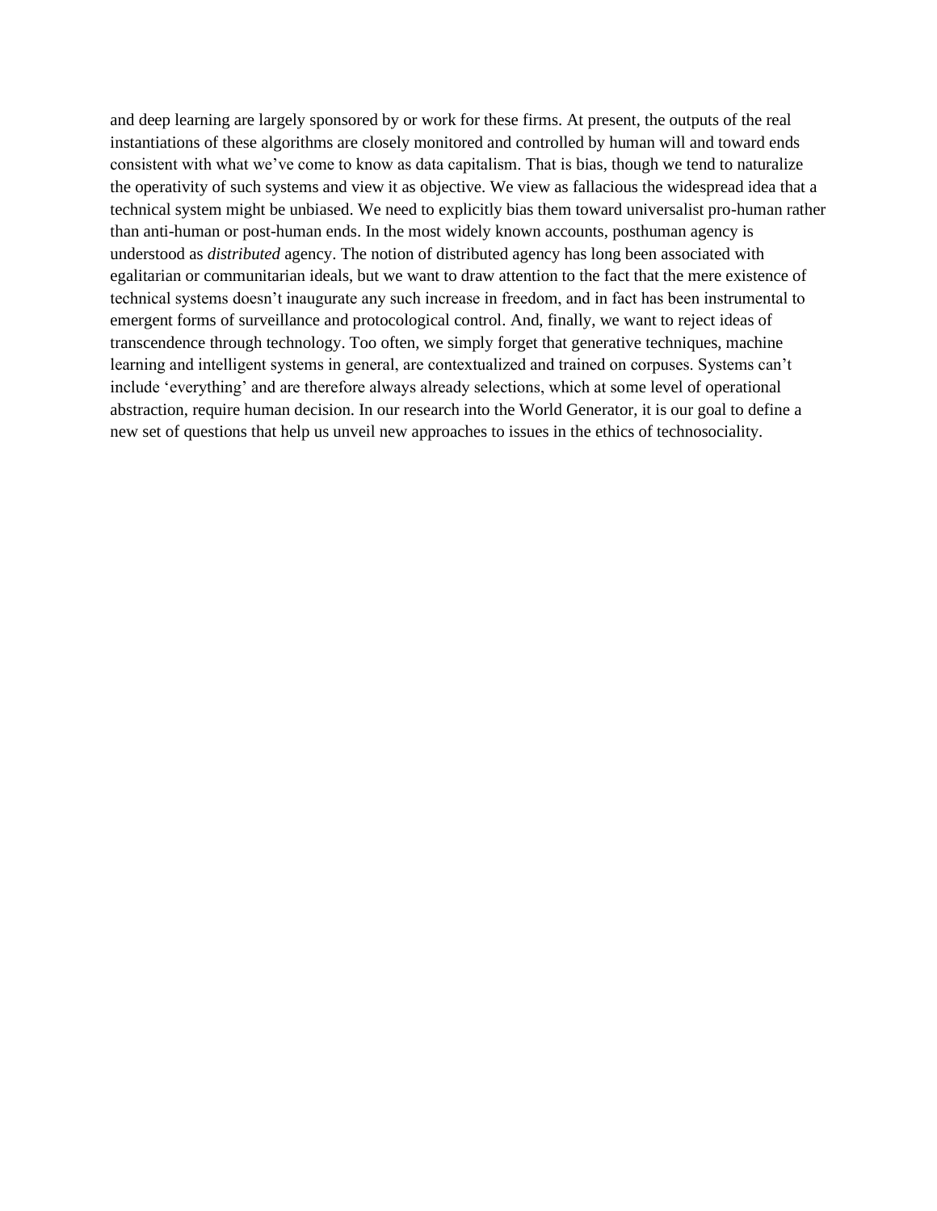and deep learning are largely sponsored by or work for these firms. At present, the outputs of the real instantiations of these algorithms are closely monitored and controlled by human will and toward ends consistent with what we've come to know as data capitalism. That is bias, though we tend to naturalize the operativity of such systems and view it as objective. We view as fallacious the widespread idea that a technical system might be unbiased. We need to explicitly bias them toward universalist pro-human rather than anti-human or post-human ends. In the most widely known accounts, posthuman agency is understood as *distributed* agency. The notion of distributed agency has long been associated with egalitarian or communitarian ideals, but we want to draw attention to the fact that the mere existence of technical systems doesn't inaugurate any such increase in freedom, and in fact has been instrumental to emergent forms of surveillance and protocological control. And, finally, we want to reject ideas of transcendence through technology. Too often, we simply forget that generative techniques, machine learning and intelligent systems in general, are contextualized and trained on corpuses. Systems can't include 'everything' and are therefore always already selections, which at some level of operational abstraction, require human decision. In our research into the World Generator, it is our goal to define a new set of questions that help us unveil new approaches to issues in the ethics of technosociality.